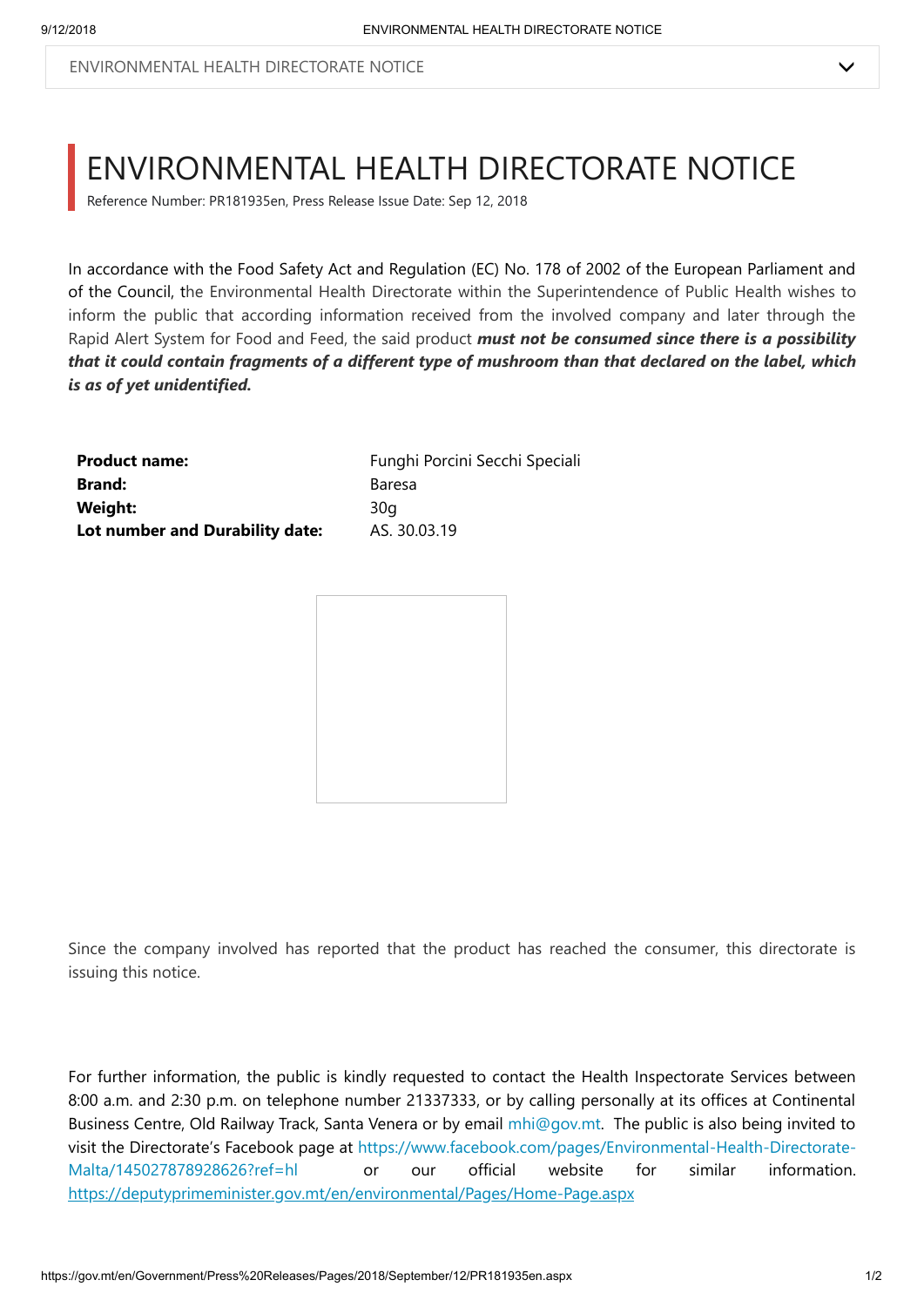# ENVIRONMENTAL HEALTH DIRECTORATE NOTICE

Reference Number: PR181935en, Press Release Issue Date: Sep 12, 2018

In accordance with the Food Safety Act and Regulation (EC) No. 178 of 2002 of the European Parliament and of the Council, the Environmental Health Directorate within the Superintendence of Public Health wishes to inform the public that according information received from the involved company and later through the Rapid Alert System for Food and Feed, the said product ***must not be consumed since there is a possibility that it could contain fragments of a different type of mushroom than that declared on the label, which is as of yet unidentified.***

| | |
|---|---|
| **Product name:** | Funghi Porcini Secchi Speciali |
| **Brand:** | Baresa |
| **Weight:** | 30g |
| **Lot number and Durability date:** | AS. 30.03.19 |

Since the company involved has reported that the product has reached the consumer, this directorate is issuing this notice.

For further information, the public is kindly requested to contact the Health Inspectorate Services between 8:00 a.m. and 2:30 p.m. on telephone number 21337333, or by calling personally at its offices at Continental Business Centre, Old Railway Track, Santa Venera or by email mhi@gov.mt. The public is also being invited to visit the Directorate's Facebook page at https://www.facebook.com/pages/Environmental-Health-Directorate-Malta/145027878928626?ref=hl or our official website for similar information. https://deputyprimeminister.gov.mt/en/environmental/Pages/Home-Page.aspx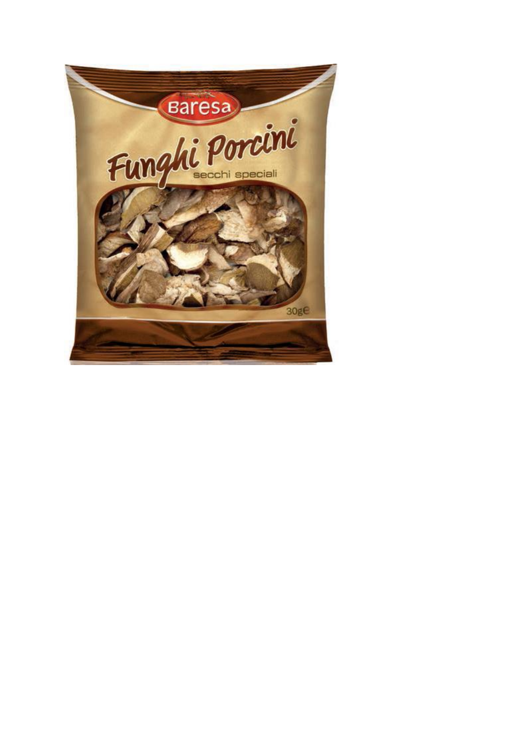Baresa

Funghi Porcini

secchi speciali

30g℮